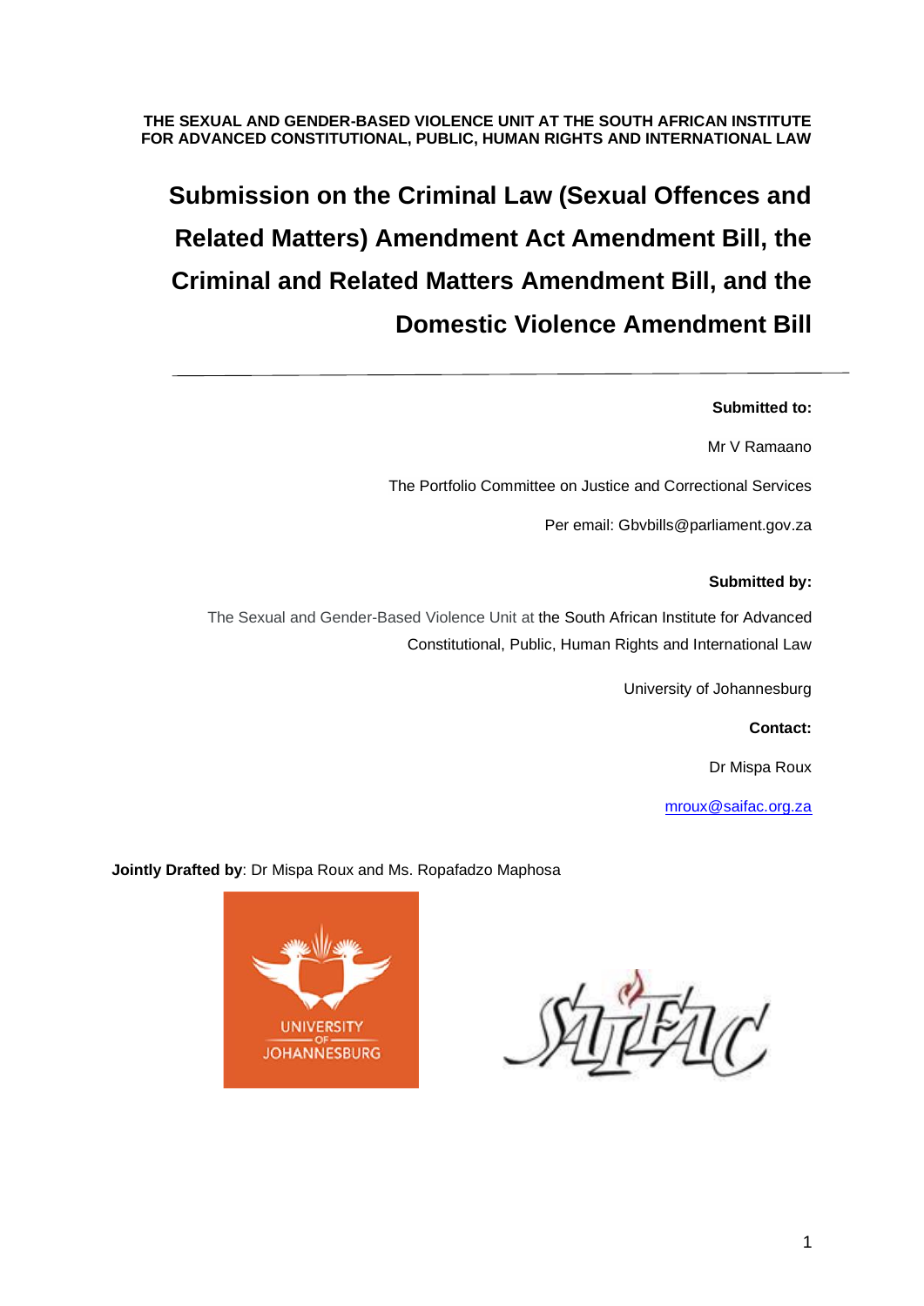**THE SEXUAL AND GENDER-BASED VIOLENCE UNIT AT THE SOUTH AFRICAN INSTITUTE FOR ADVANCED CONSTITUTIONAL, PUBLIC, HUMAN RIGHTS AND INTERNATIONAL LAW**

# Submission on the Criminal Law (Sexual Offences and Related Matters) Amendment Act Amendment Bill, the Criminal and Related Matters Amendment Bill, and the Domestic Violence Amendment Bill

---

**Submitted to:**

Mr V Ramaano

The Portfolio Committee on Justice and Correctional Services

Per email: Gbvbills@parliament.gov.za

**Submitted by:**

The Sexual and Gender-Based Violence Unit at the South African Institute for Advanced Constitutional, Public, Human Rights and International Law

University of Johannesburg

**Contact:**

Dr Mispa Roux

mroux@saifac.org.za

**Jointly Drafted by**: Dr Mispa Roux and Ms. Ropafadzo Maphosa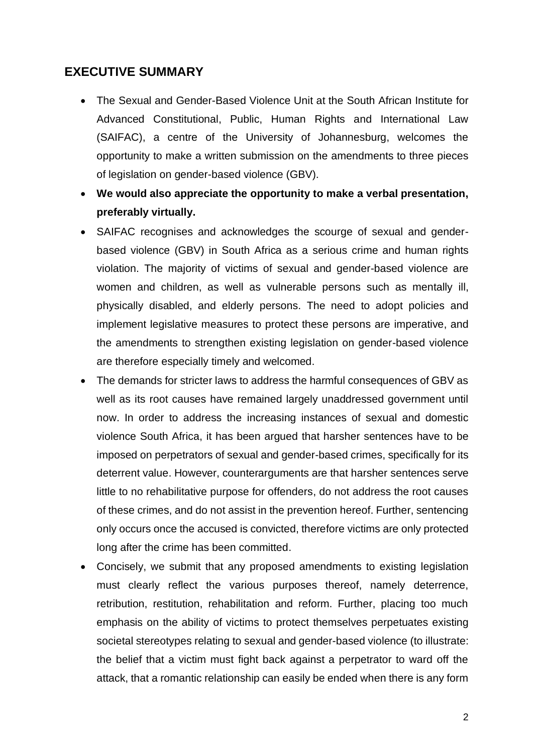## EXECUTIVE SUMMARY

- The Sexual and Gender-Based Violence Unit at the South African Institute for Advanced Constitutional, Public, Human Rights and International Law (SAIFAC), a centre of the University of Johannesburg, welcomes the opportunity to make a written submission on the amendments to three pieces of legislation on gender-based violence (GBV).
- **We would also appreciate the opportunity to make a verbal presentation, preferably virtually.**
- SAIFAC recognises and acknowledges the scourge of sexual and gender-based violence (GBV) in South Africa as a serious crime and human rights violation. The majority of victims of sexual and gender-based violence are women and children, as well as vulnerable persons such as mentally ill, physically disabled, and elderly persons. The need to adopt policies and implement legislative measures to protect these persons are imperative, and the amendments to strengthen existing legislation on gender-based violence are therefore especially timely and welcomed.
- The demands for stricter laws to address the harmful consequences of GBV as well as its root causes have remained largely unaddressed government until now. In order to address the increasing instances of sexual and domestic violence South Africa, it has been argued that harsher sentences have to be imposed on perpetrators of sexual and gender-based crimes, specifically for its deterrent value. However, counterarguments are that harsher sentences serve little to no rehabilitative purpose for offenders, do not address the root causes of these crimes, and do not assist in the prevention hereof. Further, sentencing only occurs once the accused is convicted, therefore victims are only protected long after the crime has been committed.
- Concisely, we submit that any proposed amendments to existing legislation must clearly reflect the various purposes thereof, namely deterrence, retribution, restitution, rehabilitation and reform. Further, placing too much emphasis on the ability of victims to protect themselves perpetuates existing societal stereotypes relating to sexual and gender-based violence (to illustrate: the belief that a victim must fight back against a perpetrator to ward off the attack, that a romantic relationship can easily be ended when there is any form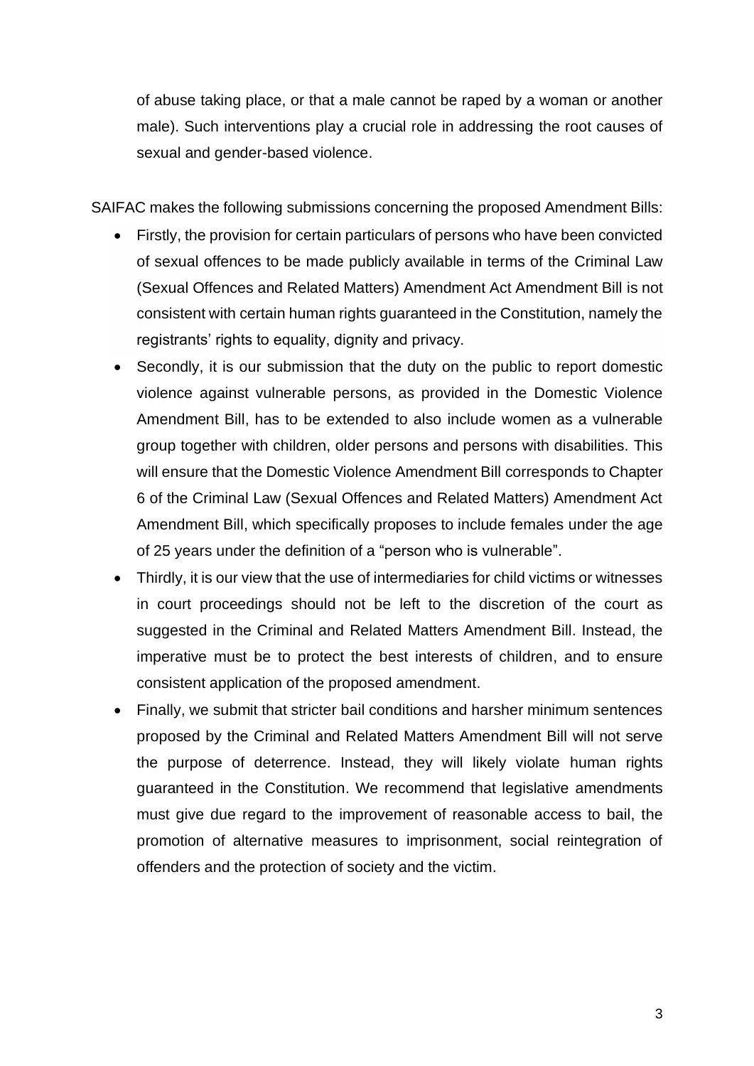of abuse taking place, or that a male cannot be raped by a woman or another male). Such interventions play a crucial role in addressing the root causes of sexual and gender-based violence.

SAIFAC makes the following submissions concerning the proposed Amendment Bills:

- Firstly, the provision for certain particulars of persons who have been convicted of sexual offences to be made publicly available in terms of the Criminal Law (Sexual Offences and Related Matters) Amendment Act Amendment Bill is not consistent with certain human rights guaranteed in the Constitution, namely the registrants' rights to equality, dignity and privacy.
- Secondly, it is our submission that the duty on the public to report domestic violence against vulnerable persons, as provided in the Domestic Violence Amendment Bill, has to be extended to also include women as a vulnerable group together with children, older persons and persons with disabilities. This will ensure that the Domestic Violence Amendment Bill corresponds to Chapter 6 of the Criminal Law (Sexual Offences and Related Matters) Amendment Act Amendment Bill, which specifically proposes to include females under the age of 25 years under the definition of a "person who is vulnerable".
- Thirdly, it is our view that the use of intermediaries for child victims or witnesses in court proceedings should not be left to the discretion of the court as suggested in the Criminal and Related Matters Amendment Bill. Instead, the imperative must be to protect the best interests of children, and to ensure consistent application of the proposed amendment.
- Finally, we submit that stricter bail conditions and harsher minimum sentences proposed by the Criminal and Related Matters Amendment Bill will not serve the purpose of deterrence. Instead, they will likely violate human rights guaranteed in the Constitution. We recommend that legislative amendments must give due regard to the improvement of reasonable access to bail, the promotion of alternative measures to imprisonment, social reintegration of offenders and the protection of society and the victim.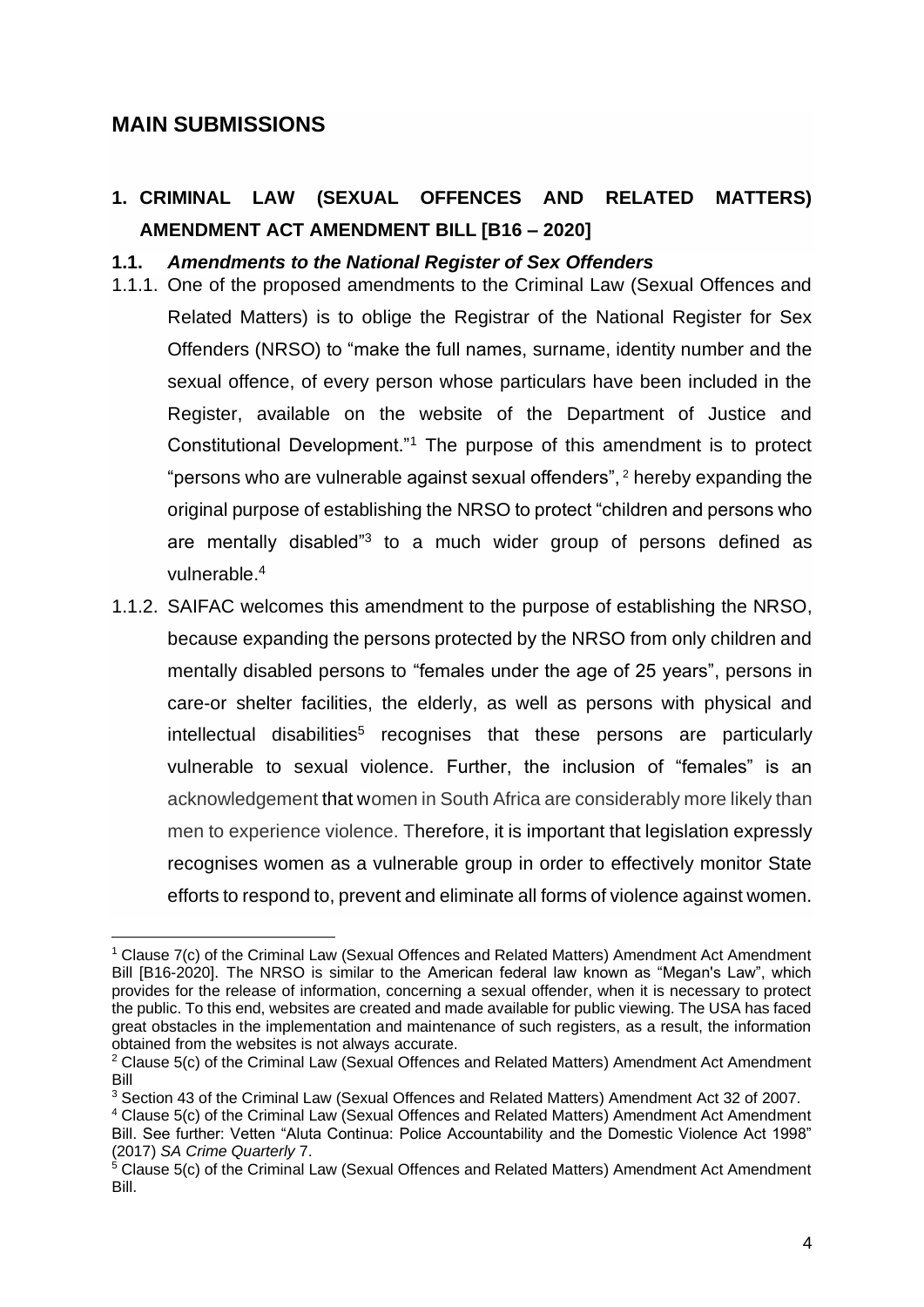## MAIN SUBMISSIONS

### 1. CRIMINAL LAW (SEXUAL OFFENCES AND RELATED MATTERS) AMENDMENT ACT AMENDMENT BILL [B16 – 2020]

#### 1.1. *Amendments to the National Register of Sex Offenders*

1.1.1. One of the proposed amendments to the Criminal Law (Sexual Offences and Related Matters) is to oblige the Registrar of the National Register for Sex Offenders (NRSO) to "make the full names, surname, identity number and the sexual offence, of every person whose particulars have been included in the Register, available on the website of the Department of Justice and Constitutional Development."[1] The purpose of this amendment is to protect "persons who are vulnerable against sexual offenders",[2] hereby expanding the original purpose of establishing the NRSO to protect "children and persons who are mentally disabled"[3] to a much wider group of persons defined as vulnerable.[4]

1.1.2. SAIFAC welcomes this amendment to the purpose of establishing the NRSO, because expanding the persons protected by the NRSO from only children and mentally disabled persons to "females under the age of 25 years", persons in care-or shelter facilities, the elderly, as well as persons with physical and intellectual disabilities[5] recognises that these persons are particularly vulnerable to sexual violence. Further, the inclusion of "females" is an acknowledgement that women in South Africa are considerably more likely than men to experience violence. Therefore, it is important that legislation expressly recognises women as a vulnerable group in order to effectively monitor State efforts to respond to, prevent and eliminate all forms of violence against women.

---

[1] Clause 7(c) of the Criminal Law (Sexual Offences and Related Matters) Amendment Act Amendment Bill [B16-2020]. The NRSO is similar to the American federal law known as "Megan's Law", which provides for the release of information, concerning a sexual offender, when it is necessary to protect the public. To this end, websites are created and made available for public viewing. The USA has faced great obstacles in the implementation and maintenance of such registers, as a result, the information obtained from the websites is not always accurate.

[2] Clause 5(c) of the Criminal Law (Sexual Offences and Related Matters) Amendment Act Amendment Bill

[3] Section 43 of the Criminal Law (Sexual Offences and Related Matters) Amendment Act 32 of 2007.

[4] Clause 5(c) of the Criminal Law (Sexual Offences and Related Matters) Amendment Act Amendment Bill. See further: Vetten "Aluta Continua: Police Accountability and the Domestic Violence Act 1998" (2017) *SA Crime Quarterly* 7.

[5] Clause 5(c) of the Criminal Law (Sexual Offences and Related Matters) Amendment Act Amendment Bill.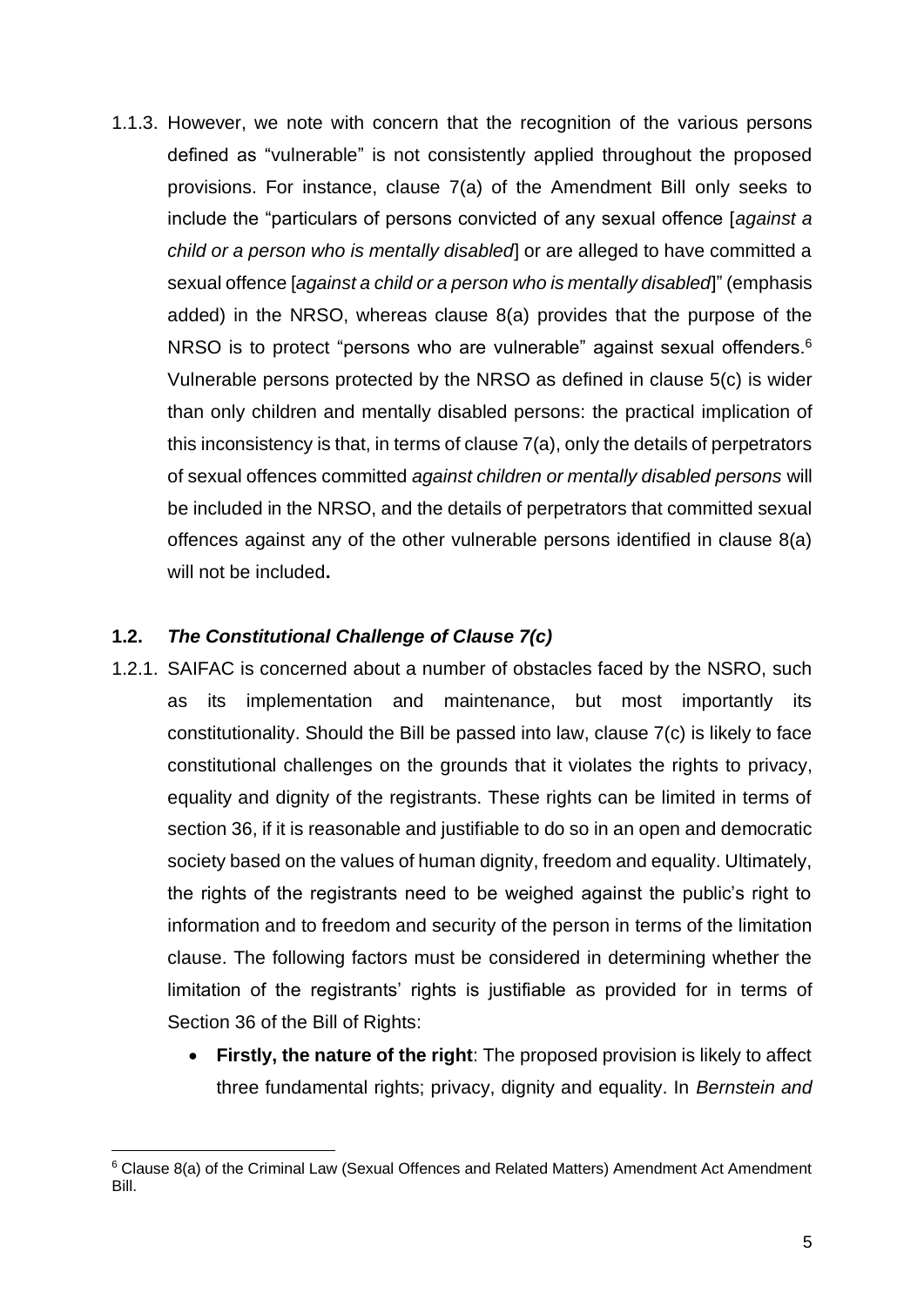1.1.3. However, we note with concern that the recognition of the various persons defined as "vulnerable" is not consistently applied throughout the proposed provisions. For instance, clause 7(a) of the Amendment Bill only seeks to include the "particulars of persons convicted of any sexual offence [*against a child or a person who is mentally disabled*] or are alleged to have committed a sexual offence [*against a child or a person who is mentally disabled*]" (emphasis added) in the NRSO, whereas clause 8(a) provides that the purpose of the NRSO is to protect "persons who are vulnerable" against sexual offenders.[6] Vulnerable persons protected by the NRSO as defined in clause 5(c) is wider than only children and mentally disabled persons: the practical implication of this inconsistency is that, in terms of clause 7(a), only the details of perpetrators of sexual offences committed *against children or mentally disabled persons* will be included in the NRSO, and the details of perpetrators that committed sexual offences against any of the other vulnerable persons identified in clause 8(a) will not be included**.**

### **1.2.** ***The Constitutional Challenge of Clause 7(c)***

1.2.1. SAIFAC is concerned about a number of obstacles faced by the NSRO, such as its implementation and maintenance, but most importantly its constitutionality. Should the Bill be passed into law, clause 7(c) is likely to face constitutional challenges on the grounds that it violates the rights to privacy, equality and dignity of the registrants. These rights can be limited in terms of section 36, if it is reasonable and justifiable to do so in an open and democratic society based on the values of human dignity, freedom and equality. Ultimately, the rights of the registrants need to be weighed against the public's right to information and to freedom and security of the person in terms of the limitation clause. The following factors must be considered in determining whether the limitation of the registrants' rights is justifiable as provided for in terms of Section 36 of the Bill of Rights:

- **Firstly, the nature of the right**: The proposed provision is likely to affect three fundamental rights; privacy, dignity and equality. In *Bernstein and*

[6] Clause 8(a) of the Criminal Law (Sexual Offences and Related Matters) Amendment Act Amendment Bill.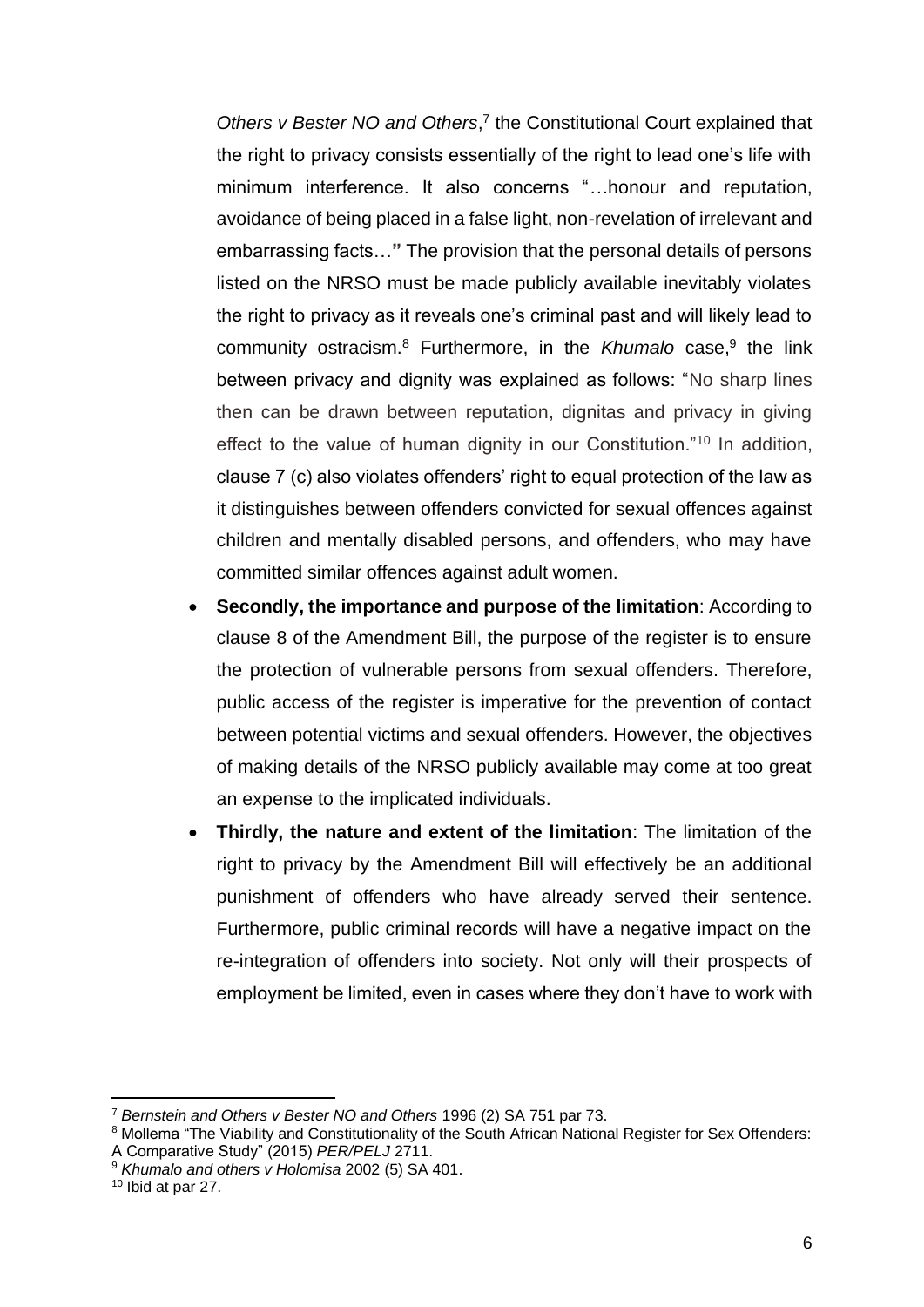*Others v Bester NO and Others*,[7] the Constitutional Court explained that the right to privacy consists essentially of the right to lead one's life with minimum interference. It also concerns "…honour and reputation, avoidance of being placed in a false light, non-revelation of irrelevant and embarrassing facts…" The provision that the personal details of persons listed on the NRSO must be made publicly available inevitably violates the right to privacy as it reveals one's criminal past and will likely lead to community ostracism.[8] Furthermore, in the *Khumalo* case,[9] the link between privacy and dignity was explained as follows: "No sharp lines then can be drawn between reputation, dignitas and privacy in giving effect to the value of human dignity in our Constitution."[10] In addition, clause 7 (c) also violates offenders' right to equal protection of the law as it distinguishes between offenders convicted for sexual offences against children and mentally disabled persons, and offenders, who may have committed similar offences against adult women.

- **Secondly, the importance and purpose of the limitation**: According to clause 8 of the Amendment Bill, the purpose of the register is to ensure the protection of vulnerable persons from sexual offenders. Therefore, public access of the register is imperative for the prevention of contact between potential victims and sexual offenders. However, the objectives of making details of the NRSO publicly available may come at too great an expense to the implicated individuals.
- **Thirdly, the nature and extent of the limitation**: The limitation of the right to privacy by the Amendment Bill will effectively be an additional punishment of offenders who have already served their sentence. Furthermore, public criminal records will have a negative impact on the re-integration of offenders into society. Not only will their prospects of employment be limited, even in cases where they don't have to work with

---

[7] *Bernstein and Others v Bester NO and Others* 1996 (2) SA 751 par 73.

[8] Mollema "The Viability and Constitutionality of the South African National Register for Sex Offenders: A Comparative Study" (2015) *PER/PELJ* 2711.

[9] *Khumalo and others v Holomisa* 2002 (5) SA 401.

[10] Ibid at par 27.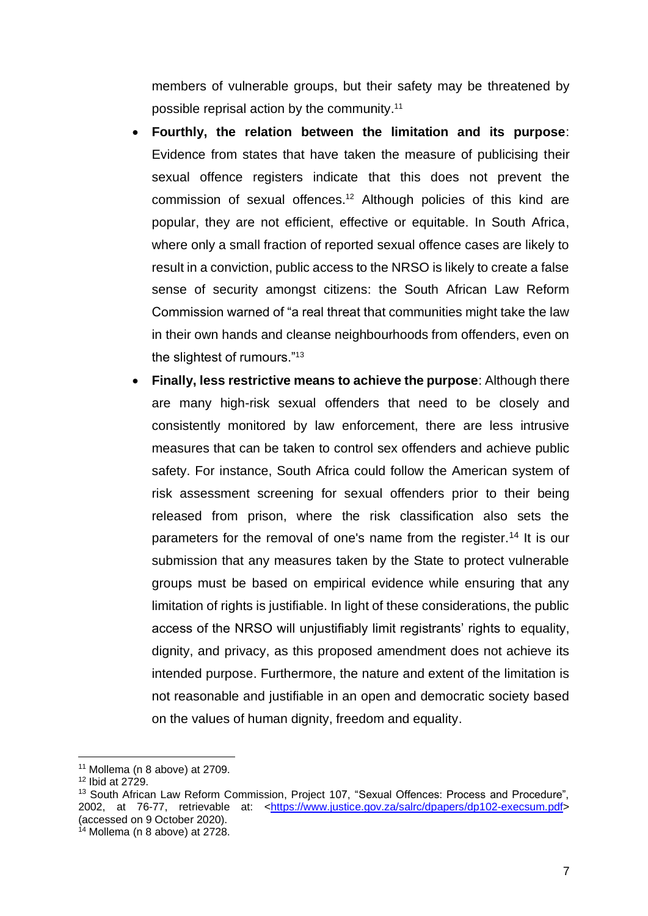members of vulnerable groups, but their safety may be threatened by possible reprisal action by the community.[11]

- **Fourthly, the relation between the limitation and its purpose**: Evidence from states that have taken the measure of publicising their sexual offence registers indicate that this does not prevent the commission of sexual offences.[12] Although policies of this kind are popular, they are not efficient, effective or equitable. In South Africa, where only a small fraction of reported sexual offence cases are likely to result in a conviction, public access to the NRSO is likely to create a false sense of security amongst citizens: the South African Law Reform Commission warned of "a real threat that communities might take the law in their own hands and cleanse neighbourhoods from offenders, even on the slightest of rumours."[13]
- **Finally, less restrictive means to achieve the purpose**: Although there are many high-risk sexual offenders that need to be closely and consistently monitored by law enforcement, there are less intrusive measures that can be taken to control sex offenders and achieve public safety. For instance, South Africa could follow the American system of risk assessment screening for sexual offenders prior to their being released from prison, where the risk classification also sets the parameters for the removal of one's name from the register.[14] It is our submission that any measures taken by the State to protect vulnerable groups must be based on empirical evidence while ensuring that any limitation of rights is justifiable. In light of these considerations, the public access of the NRSO will unjustifiably limit registrants' rights to equality, dignity, and privacy, as this proposed amendment does not achieve its intended purpose. Furthermore, the nature and extent of the limitation is not reasonable and justifiable in an open and democratic society based on the values of human dignity, freedom and equality.

---

[11] Mollema (n 8 above) at 2709.

[12] Ibid at 2729.

[13] South African Law Reform Commission, Project 107, "Sexual Offences: Process and Procedure", 2002, at 76-77, retrievable at: <https://www.justice.gov.za/salrc/dpapers/dp102-execsum.pdf> (accessed on 9 October 2020).

[14] Mollema (n 8 above) at 2728.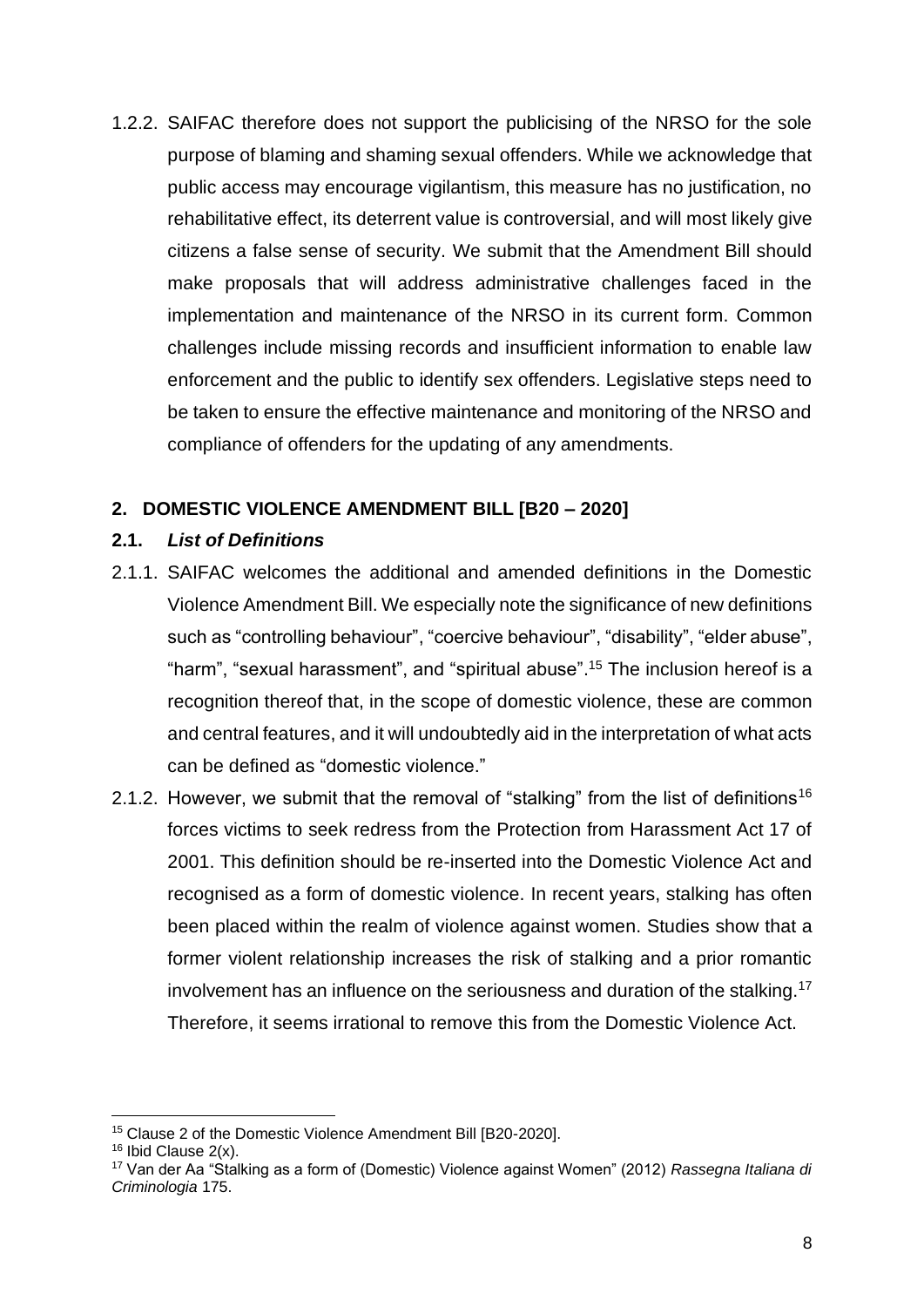1.2.2. SAIFAC therefore does not support the publicising of the NRSO for the sole purpose of blaming and shaming sexual offenders. While we acknowledge that public access may encourage vigilantism, this measure has no justification, no rehabilitative effect, its deterrent value is controversial, and will most likely give citizens a false sense of security. We submit that the Amendment Bill should make proposals that will address administrative challenges faced in the implementation and maintenance of the NRSO in its current form. Common challenges include missing records and insufficient information to enable law enforcement and the public to identify sex offenders. Legislative steps need to be taken to ensure the effective maintenance and monitoring of the NRSO and compliance of offenders for the updating of any amendments.

## 2. DOMESTIC VIOLENCE AMENDMENT BILL [B20 – 2020]

### 2.1. *List of Definitions*

2.1.1. SAIFAC welcomes the additional and amended definitions in the Domestic Violence Amendment Bill. We especially note the significance of new definitions such as "controlling behaviour", "coercive behaviour", "disability", "elder abuse", "harm", "sexual harassment", and "spiritual abuse".[15] The inclusion hereof is a recognition thereof that, in the scope of domestic violence, these are common and central features, and it will undoubtedly aid in the interpretation of what acts can be defined as "domestic violence."

2.1.2. However, we submit that the removal of "stalking" from the list of definitions[16] forces victims to seek redress from the Protection from Harassment Act 17 of 2001. This definition should be re-inserted into the Domestic Violence Act and recognised as a form of domestic violence. In recent years, stalking has often been placed within the realm of violence against women. Studies show that a former violent relationship increases the risk of stalking and a prior romantic involvement has an influence on the seriousness and duration of the stalking.[17] Therefore, it seems irrational to remove this from the Domestic Violence Act.

---

[15] Clause 2 of the Domestic Violence Amendment Bill [B20-2020].

[16] Ibid Clause 2(x).

[17] Van der Aa "Stalking as a form of (Domestic) Violence against Women" (2012) *Rassegna Italiana di Criminologia* 175.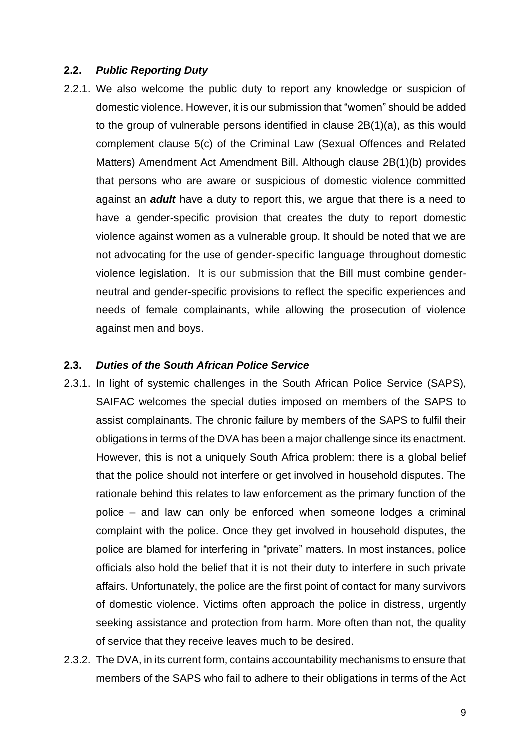### 2.2. *Public Reporting Duty*

2.2.1. We also welcome the public duty to report any knowledge or suspicion of domestic violence. However, it is our submission that "women" should be added to the group of vulnerable persons identified in clause 2B(1)(a), as this would complement clause 5(c) of the Criminal Law (Sexual Offences and Related Matters) Amendment Act Amendment Bill. Although clause 2B(1)(b) provides that persons who are aware or suspicious of domestic violence committed against an ***adult*** have a duty to report this, we argue that there is a need to have a gender-specific provision that creates the duty to report domestic violence against women as a vulnerable group. It should be noted that we are not advocating for the use of gender-specific language throughout domestic violence legislation. It is our submission that the Bill must combine gender-neutral and gender-specific provisions to reflect the specific experiences and needs of female complainants, while allowing the prosecution of violence against men and boys.

### 2.3. *Duties of the South African Police Service*

2.3.1. In light of systemic challenges in the South African Police Service (SAPS), SAIFAC welcomes the special duties imposed on members of the SAPS to assist complainants. The chronic failure by members of the SAPS to fulfil their obligations in terms of the DVA has been a major challenge since its enactment. However, this is not a uniquely South Africa problem: there is a global belief that the police should not interfere or get involved in household disputes. The rationale behind this relates to law enforcement as the primary function of the police – and law can only be enforced when someone lodges a criminal complaint with the police. Once they get involved in household disputes, the police are blamed for interfering in "private" matters. In most instances, police officials also hold the belief that it is not their duty to interfere in such private affairs. Unfortunately, the police are the first point of contact for many survivors of domestic violence. Victims often approach the police in distress, urgently seeking assistance and protection from harm. More often than not, the quality of service that they receive leaves much to be desired.

2.3.2. The DVA, in its current form, contains accountability mechanisms to ensure that members of the SAPS who fail to adhere to their obligations in terms of the Act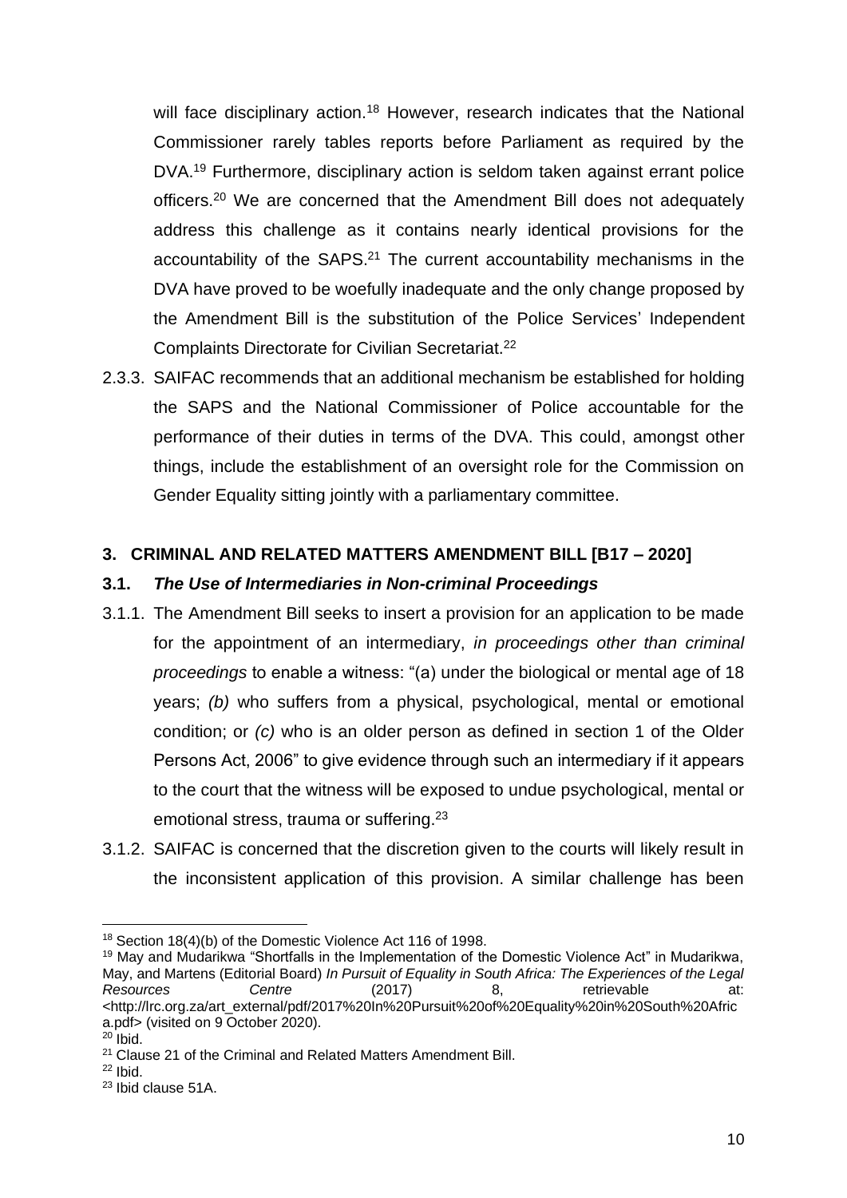will face disciplinary action.[18] However, research indicates that the National Commissioner rarely tables reports before Parliament as required by the DVA.[19] Furthermore, disciplinary action is seldom taken against errant police officers.[20] We are concerned that the Amendment Bill does not adequately address this challenge as it contains nearly identical provisions for the accountability of the SAPS.[21] The current accountability mechanisms in the DVA have proved to be woefully inadequate and the only change proposed by the Amendment Bill is the substitution of the Police Services' Independent Complaints Directorate for Civilian Secretariat.[22]

2.3.3. SAIFAC recommends that an additional mechanism be established for holding the SAPS and the National Commissioner of Police accountable for the performance of their duties in terms of the DVA. This could, amongst other things, include the establishment of an oversight role for the Commission on Gender Equality sitting jointly with a parliamentary committee.

## 3. CRIMINAL AND RELATED MATTERS AMENDMENT BILL [B17 – 2020]

### 3.1. *The Use of Intermediaries in Non-criminal Proceedings*

3.1.1. The Amendment Bill seeks to insert a provision for an application to be made for the appointment of an intermediary, *in proceedings other than criminal proceedings* to enable a witness: "(a) under the biological or mental age of 18 years; *(b)* who suffers from a physical, psychological, mental or emotional condition; or *(c)* who is an older person as defined in section 1 of the Older Persons Act, 2006" to give evidence through such an intermediary if it appears to the court that the witness will be exposed to undue psychological, mental or emotional stress, trauma or suffering.[23]

3.1.2. SAIFAC is concerned that the discretion given to the courts will likely result in the inconsistent application of this provision. A similar challenge has been

---

[18] Section 18(4)(b) of the Domestic Violence Act 116 of 1998.

[19] May and Mudarikwa "Shortfalls in the Implementation of the Domestic Violence Act" in Mudarikwa, May, and Martens (Editorial Board) *In Pursuit of Equality in South Africa: The Experiences of the Legal Resources Centre* (2017) 8, retrievable at: <http://lrc.org.za/art_external/pdf/2017%20In%20Pursuit%20of%20Equality%20in%20South%20Africa.pdf> (visited on 9 October 2020).

[20] Ibid.

[21] Clause 21 of the Criminal and Related Matters Amendment Bill.

[22] Ibid.

[23] Ibid clause 51A.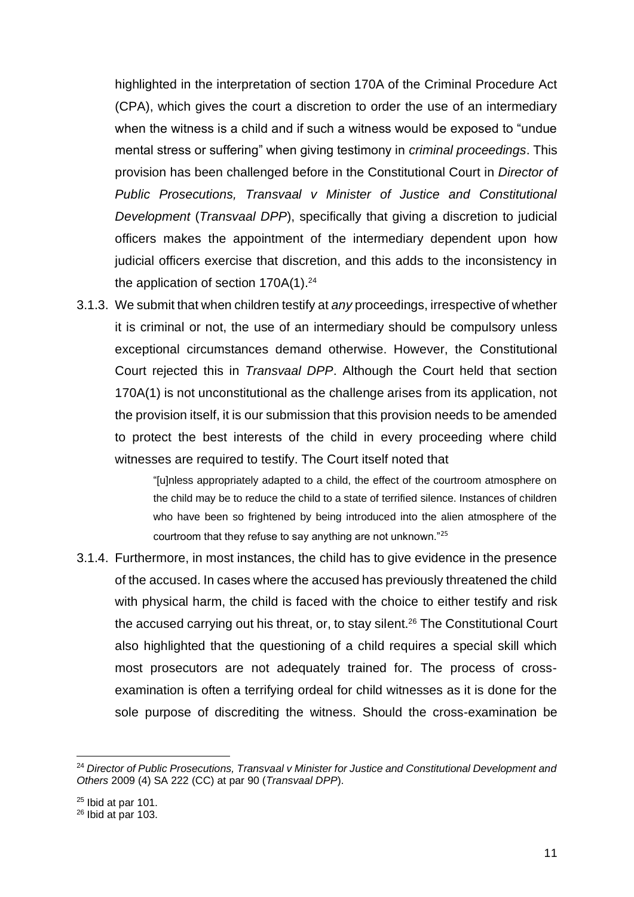highlighted in the interpretation of section 170A of the Criminal Procedure Act (CPA), which gives the court a discretion to order the use of an intermediary when the witness is a child and if such a witness would be exposed to "undue mental stress or suffering" when giving testimony in *criminal proceedings*. This provision has been challenged before in the Constitutional Court in *Director of Public Prosecutions, Transvaal v Minister of Justice and Constitutional Development* (*Transvaal DPP*), specifically that giving a discretion to judicial officers makes the appointment of the intermediary dependent upon how judicial officers exercise that discretion, and this adds to the inconsistency in the application of section 170A(1).[24]

3.1.3. We submit that when children testify at *any* proceedings, irrespective of whether it is criminal or not, the use of an intermediary should be compulsory unless exceptional circumstances demand otherwise. However, the Constitutional Court rejected this in *Transvaal DPP*. Although the Court held that section 170A(1) is not unconstitutional as the challenge arises from its application, not the provision itself, it is our submission that this provision needs to be amended to protect the best interests of the child in every proceeding where child witnesses are required to testify. The Court itself noted that

> "[u]nless appropriately adapted to a child, the effect of the courtroom atmosphere on the child may be to reduce the child to a state of terrified silence. Instances of children who have been so frightened by being introduced into the alien atmosphere of the courtroom that they refuse to say anything are not unknown."[25]

3.1.4. Furthermore, in most instances, the child has to give evidence in the presence of the accused. In cases where the accused has previously threatened the child with physical harm, the child is faced with the choice to either testify and risk the accused carrying out his threat, or, to stay silent.[26] The Constitutional Court also highlighted that the questioning of a child requires a special skill which most prosecutors are not adequately trained for. The process of cross-examination is often a terrifying ordeal for child witnesses as it is done for the sole purpose of discrediting the witness. Should the cross-examination be

---

[24] *Director of Public Prosecutions, Transvaal v Minister for Justice and Constitutional Development and Others* 2009 (4) SA 222 (CC) at par 90 (*Transvaal DPP*).

[25] Ibid at par 101.

[26] Ibid at par 103.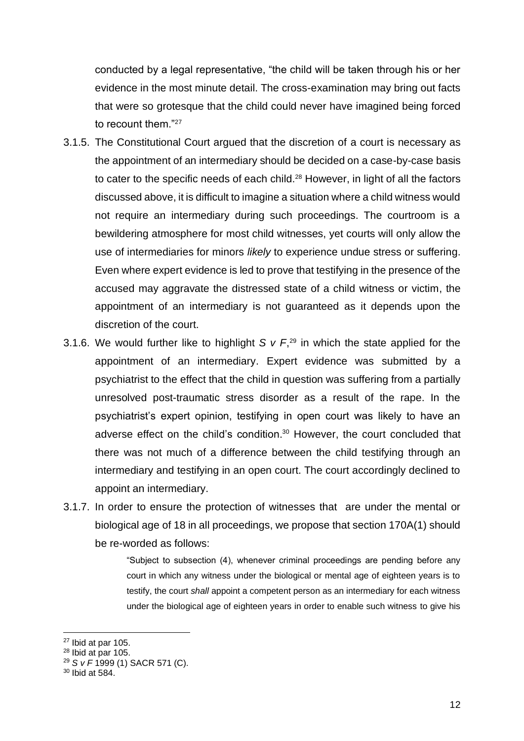conducted by a legal representative, "the child will be taken through his or her evidence in the most minute detail. The cross-examination may bring out facts that were so grotesque that the child could never have imagined being forced to recount them."[27]

3.1.5. The Constitutional Court argued that the discretion of a court is necessary as the appointment of an intermediary should be decided on a case-by-case basis to cater to the specific needs of each child.[28] However, in light of all the factors discussed above, it is difficult to imagine a situation where a child witness would not require an intermediary during such proceedings. The courtroom is a bewildering atmosphere for most child witnesses, yet courts will only allow the use of intermediaries for minors *likely* to experience undue stress or suffering. Even where expert evidence is led to prove that testifying in the presence of the accused may aggravate the distressed state of a child witness or victim, the appointment of an intermediary is not guaranteed as it depends upon the discretion of the court.

3.1.6. We would further like to highlight *S v F*,[29] in which the state applied for the appointment of an intermediary. Expert evidence was submitted by a psychiatrist to the effect that the child in question was suffering from a partially unresolved post-traumatic stress disorder as a result of the rape. In the psychiatrist's expert opinion, testifying in open court was likely to have an adverse effect on the child's condition.[30] However, the court concluded that there was not much of a difference between the child testifying through an intermediary and testifying in an open court. The court accordingly declined to appoint an intermediary.

3.1.7. In order to ensure the protection of witnesses that are under the mental or biological age of 18 in all proceedings, we propose that section 170A(1) should be re-worded as follows:

> "Subject to subsection (4), whenever criminal proceedings are pending before any court in which any witness under the biological or mental age of eighteen years is to testify, the court *shall* appoint a competent person as an intermediary for each witness under the biological age of eighteen years in order to enable such witness to give his

---

[27] Ibid at par 105.

[28] Ibid at par 105.

[29] *S v F* 1999 (1) SACR 571 (C).

[30] Ibid at 584.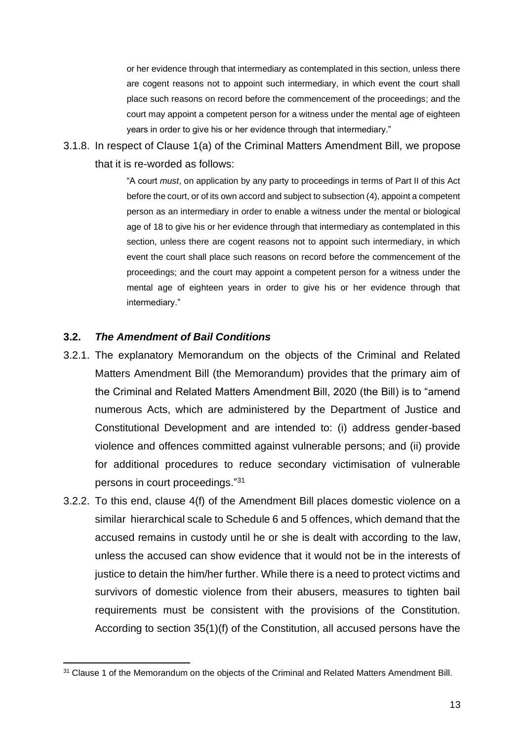> or her evidence through that intermediary as contemplated in this section, unless there are cogent reasons not to appoint such intermediary, in which event the court shall place such reasons on record before the commencement of the proceedings; and the court may appoint a competent person for a witness under the mental age of eighteen years in order to give his or her evidence through that intermediary."

3.1.8. In respect of Clause 1(a) of the Criminal Matters Amendment Bill, we propose that it is re-worded as follows:

> "A court *must*, on application by any party to proceedings in terms of Part II of this Act before the court, or of its own accord and subject to subsection (4), appoint a competent person as an intermediary in order to enable a witness under the mental or biological age of 18 to give his or her evidence through that intermediary as contemplated in this section, unless there are cogent reasons not to appoint such intermediary, in which event the court shall place such reasons on record before the commencement of the proceedings; and the court may appoint a competent person for a witness under the mental age of eighteen years in order to give his or her evidence through that intermediary."

### 3.2. *The Amendment of Bail Conditions*

3.2.1. The explanatory Memorandum on the objects of the Criminal and Related Matters Amendment Bill (the Memorandum) provides that the primary aim of the Criminal and Related Matters Amendment Bill, 2020 (the Bill) is to "amend numerous Acts, which are administered by the Department of Justice and Constitutional Development and are intended to: (i) address gender-based violence and offences committed against vulnerable persons; and (ii) provide for additional procedures to reduce secondary victimisation of vulnerable persons in court proceedings."[31]

3.2.2. To this end, clause 4(f) of the Amendment Bill places domestic violence on a similar hierarchical scale to Schedule 6 and 5 offences, which demand that the accused remains in custody until he or she is dealt with according to the law, unless the accused can show evidence that it would not be in the interests of justice to detain the him/her further. While there is a need to protect victims and survivors of domestic violence from their abusers, measures to tighten bail requirements must be consistent with the provisions of the Constitution. According to section 35(1)(f) of the Constitution, all accused persons have the

---

[31] Clause 1 of the Memorandum on the objects of the Criminal and Related Matters Amendment Bill.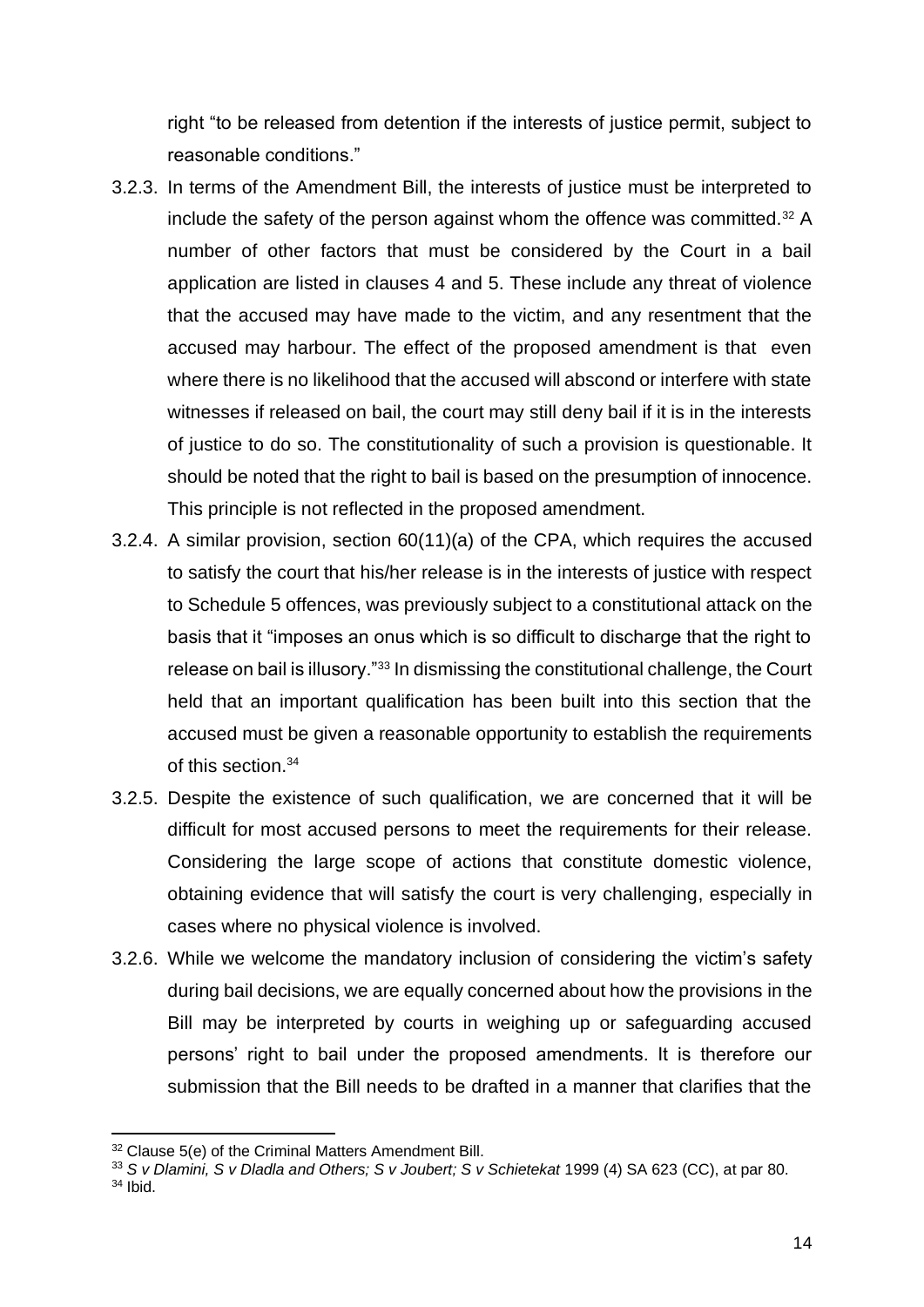right "to be released from detention if the interests of justice permit, subject to reasonable conditions."

3.2.3. In terms of the Amendment Bill, the interests of justice must be interpreted to include the safety of the person against whom the offence was committed.[32] A number of other factors that must be considered by the Court in a bail application are listed in clauses 4 and 5. These include any threat of violence that the accused may have made to the victim, and any resentment that the accused may harbour. The effect of the proposed amendment is that even where there is no likelihood that the accused will abscond or interfere with state witnesses if released on bail, the court may still deny bail if it is in the interests of justice to do so. The constitutionality of such a provision is questionable. It should be noted that the right to bail is based on the presumption of innocence. This principle is not reflected in the proposed amendment.

3.2.4. A similar provision, section 60(11)(a) of the CPA, which requires the accused to satisfy the court that his/her release is in the interests of justice with respect to Schedule 5 offences, was previously subject to a constitutional attack on the basis that it "imposes an onus which is so difficult to discharge that the right to release on bail is illusory."[33] In dismissing the constitutional challenge, the Court held that an important qualification has been built into this section that the accused must be given a reasonable opportunity to establish the requirements of this section.[34]

3.2.5. Despite the existence of such qualification, we are concerned that it will be difficult for most accused persons to meet the requirements for their release. Considering the large scope of actions that constitute domestic violence, obtaining evidence that will satisfy the court is very challenging, especially in cases where no physical violence is involved.

3.2.6. While we welcome the mandatory inclusion of considering the victim's safety during bail decisions, we are equally concerned about how the provisions in the Bill may be interpreted by courts in weighing up or safeguarding accused persons' right to bail under the proposed amendments. It is therefore our submission that the Bill needs to be drafted in a manner that clarifies that the

---

[32] Clause 5(e) of the Criminal Matters Amendment Bill.

[33] *S v Dlamini, S v Dladla and Others; S v Joubert; S v Schietekat* 1999 (4) SA 623 (CC), at par 80.

[34] Ibid.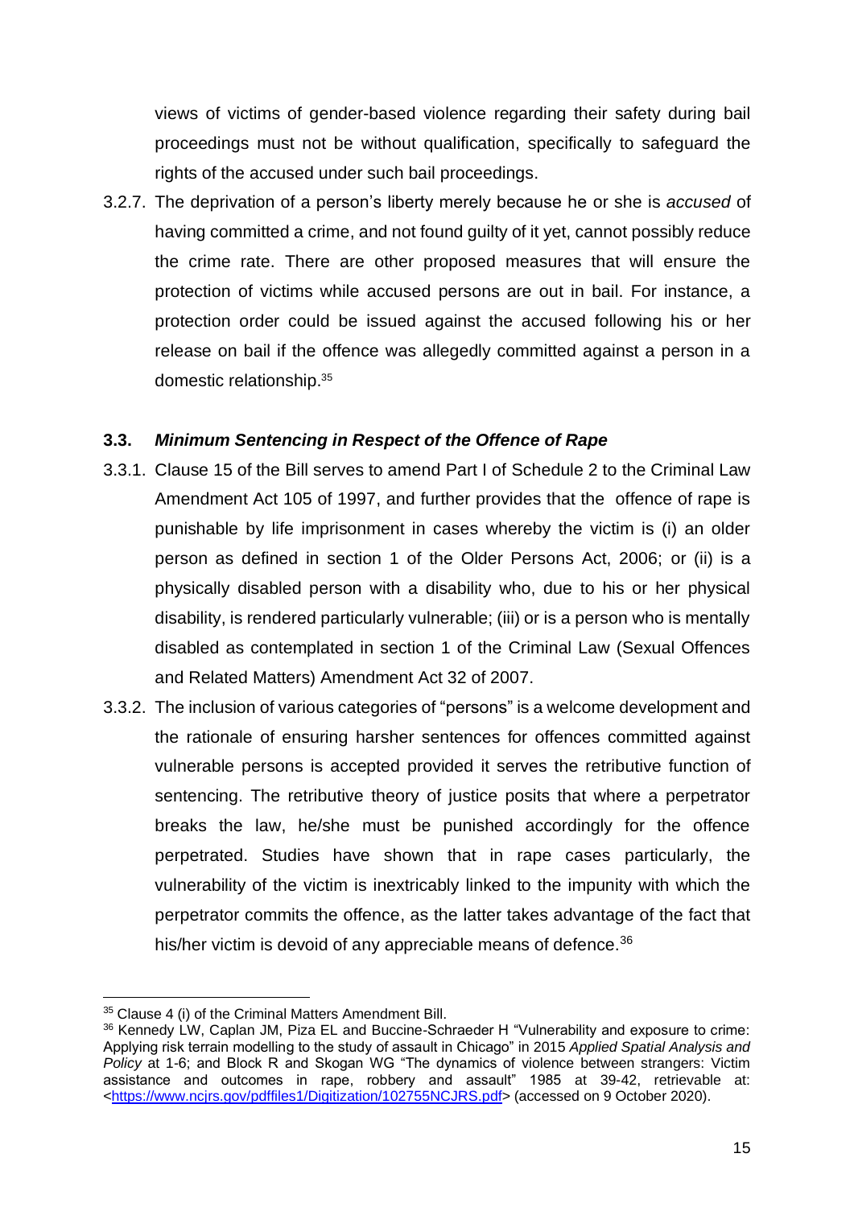views of victims of gender-based violence regarding their safety during bail proceedings must not be without qualification, specifically to safeguard the rights of the accused under such bail proceedings.

3.2.7. The deprivation of a person's liberty merely because he or she is *accused* of having committed a crime, and not found guilty of it yet, cannot possibly reduce the crime rate. There are other proposed measures that will ensure the protection of victims while accused persons are out in bail. For instance, a protection order could be issued against the accused following his or her release on bail if the offence was allegedly committed against a person in a domestic relationship.[35]

### 3.3. *Minimum Sentencing in Respect of the Offence of Rape*

3.3.1. Clause 15 of the Bill serves to amend Part I of Schedule 2 to the Criminal Law Amendment Act 105 of 1997, and further provides that the offence of rape is punishable by life imprisonment in cases whereby the victim is (i) an older person as defined in section 1 of the Older Persons Act, 2006; or (ii) is a physically disabled person with a disability who, due to his or her physical disability, is rendered particularly vulnerable; (iii) or is a person who is mentally disabled as contemplated in section 1 of the Criminal Law (Sexual Offences and Related Matters) Amendment Act 32 of 2007.

3.3.2. The inclusion of various categories of "persons" is a welcome development and the rationale of ensuring harsher sentences for offences committed against vulnerable persons is accepted provided it serves the retributive function of sentencing. The retributive theory of justice posits that where a perpetrator breaks the law, he/she must be punished accordingly for the offence perpetrated. Studies have shown that in rape cases particularly, the vulnerability of the victim is inextricably linked to the impunity with which the perpetrator commits the offence, as the latter takes advantage of the fact that his/her victim is devoid of any appreciable means of defence.[36]

---

[35] Clause 4 (i) of the Criminal Matters Amendment Bill.

[36] Kennedy LW, Caplan JM, Piza EL and Buccine-Schraeder H "Vulnerability and exposure to crime: Applying risk terrain modelling to the study of assault in Chicago" in 2015 *Applied Spatial Analysis and Policy* at 1-6; and Block R and Skogan WG "The dynamics of violence between strangers: Victim assistance and outcomes in rape, robbery and assault" 1985 at 39-42, retrievable at: <https://www.ncjrs.gov/pdffiles1/Digitization/102755NCJRS.pdf> (accessed on 9 October 2020).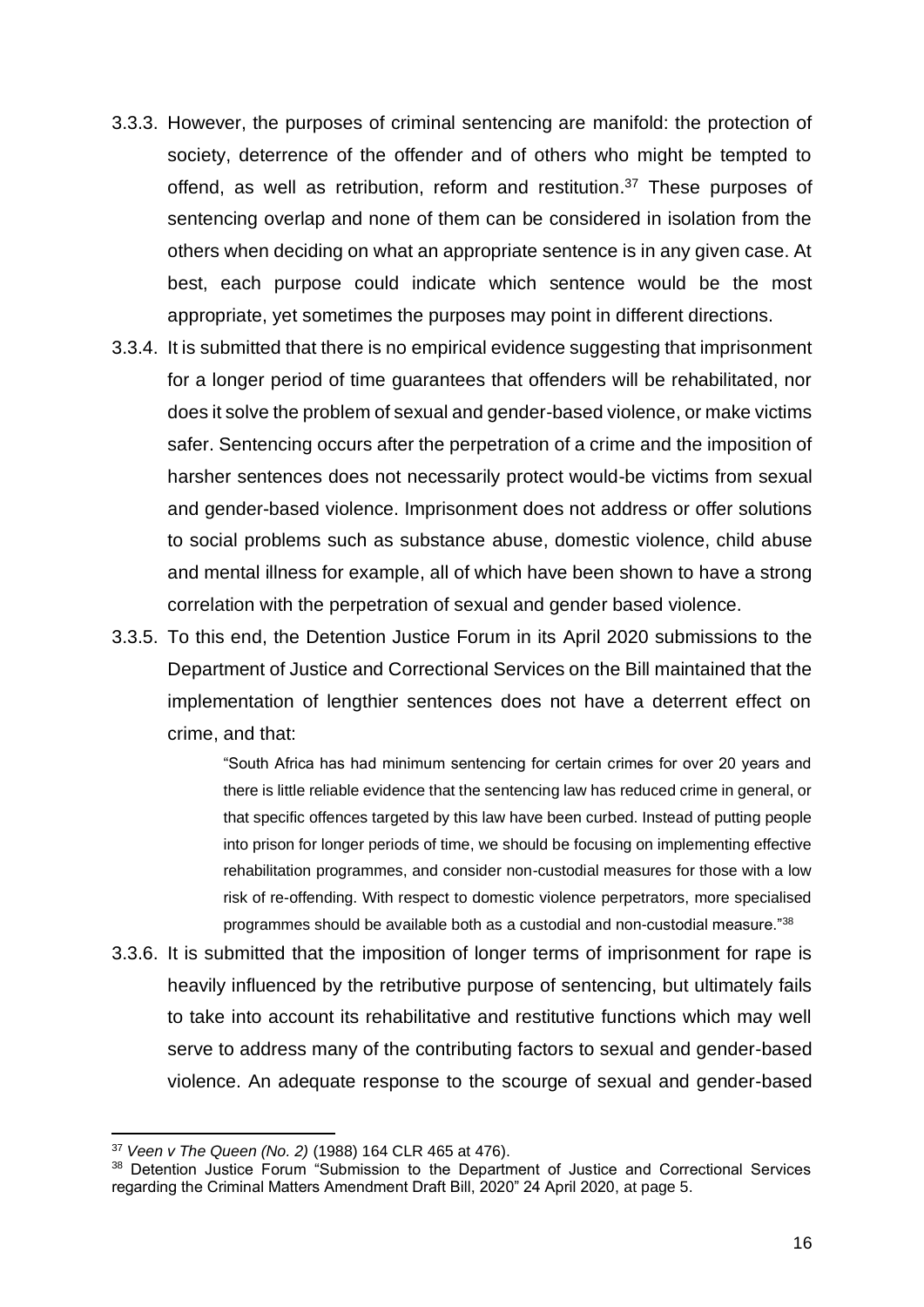3.3.3. However, the purposes of criminal sentencing are manifold: the protection of society, deterrence of the offender and of others who might be tempted to offend, as well as retribution, reform and restitution.[37] These purposes of sentencing overlap and none of them can be considered in isolation from the others when deciding on what an appropriate sentence is in any given case. At best, each purpose could indicate which sentence would be the most appropriate, yet sometimes the purposes may point in different directions.

3.3.4. It is submitted that there is no empirical evidence suggesting that imprisonment for a longer period of time guarantees that offenders will be rehabilitated, nor does it solve the problem of sexual and gender-based violence, or make victims safer. Sentencing occurs after the perpetration of a crime and the imposition of harsher sentences does not necessarily protect would-be victims from sexual and gender-based violence. Imprisonment does not address or offer solutions to social problems such as substance abuse, domestic violence, child abuse and mental illness for example, all of which have been shown to have a strong correlation with the perpetration of sexual and gender based violence.

3.3.5. To this end, the Detention Justice Forum in its April 2020 submissions to the Department of Justice and Correctional Services on the Bill maintained that the implementation of lengthier sentences does not have a deterrent effect on crime, and that:

> "South Africa has had minimum sentencing for certain crimes for over 20 years and there is little reliable evidence that the sentencing law has reduced crime in general, or that specific offences targeted by this law have been curbed. Instead of putting people into prison for longer periods of time, we should be focusing on implementing effective rehabilitation programmes, and consider non-custodial measures for those with a low risk of re-offending. With respect to domestic violence perpetrators, more specialised programmes should be available both as a custodial and non-custodial measure."[38]

3.3.6. It is submitted that the imposition of longer terms of imprisonment for rape is heavily influenced by the retributive purpose of sentencing, but ultimately fails to take into account its rehabilitative and restitutive functions which may well serve to address many of the contributing factors to sexual and gender-based violence. An adequate response to the scourge of sexual and gender-based

---

[37] *Veen v The Queen (No. 2)* (1988) 164 CLR 465 at 476).

[38] Detention Justice Forum "Submission to the Department of Justice and Correctional Services regarding the Criminal Matters Amendment Draft Bill, 2020" 24 April 2020, at page 5.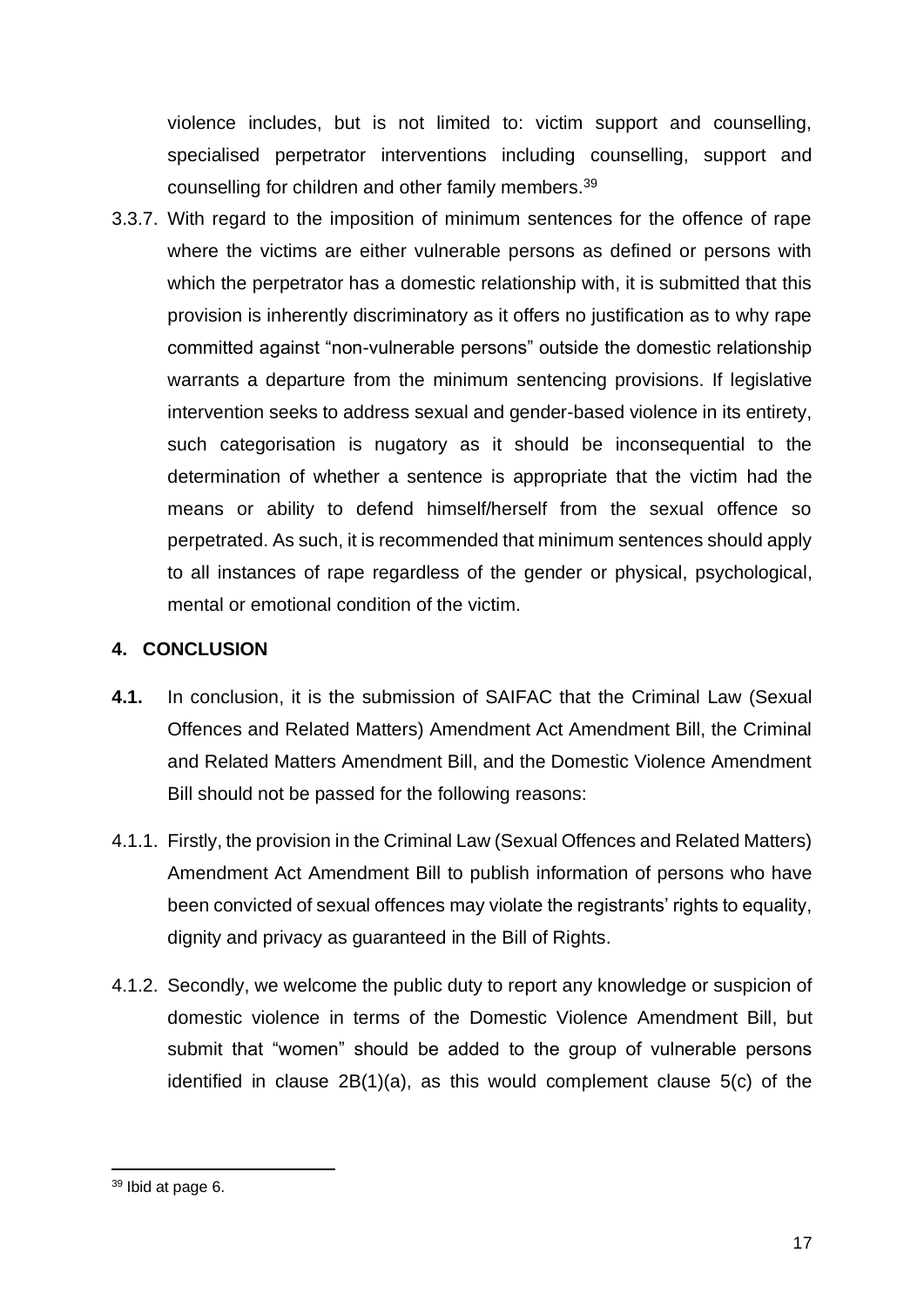violence includes, but is not limited to: victim support and counselling, specialised perpetrator interventions including counselling, support and counselling for children and other family members.[39]

3.3.7. With regard to the imposition of minimum sentences for the offence of rape where the victims are either vulnerable persons as defined or persons with which the perpetrator has a domestic relationship with, it is submitted that this provision is inherently discriminatory as it offers no justification as to why rape committed against "non-vulnerable persons" outside the domestic relationship warrants a departure from the minimum sentencing provisions. If legislative intervention seeks to address sexual and gender-based violence in its entirety, such categorisation is nugatory as it should be inconsequential to the determination of whether a sentence is appropriate that the victim had the means or ability to defend himself/herself from the sexual offence so perpetrated. As such, it is recommended that minimum sentences should apply to all instances of rape regardless of the gender or physical, psychological, mental or emotional condition of the victim.

## 4. CONCLUSION

**4.1.** In conclusion, it is the submission of SAIFAC that the Criminal Law (Sexual Offences and Related Matters) Amendment Act Amendment Bill, the Criminal and Related Matters Amendment Bill, and the Domestic Violence Amendment Bill should not be passed for the following reasons:

4.1.1. Firstly, the provision in the Criminal Law (Sexual Offences and Related Matters) Amendment Act Amendment Bill to publish information of persons who have been convicted of sexual offences may violate the registrants' rights to equality, dignity and privacy as guaranteed in the Bill of Rights.

4.1.2. Secondly, we welcome the public duty to report any knowledge or suspicion of domestic violence in terms of the Domestic Violence Amendment Bill, but submit that "women" should be added to the group of vulnerable persons identified in clause 2B(1)(a), as this would complement clause 5(c) of the

[39] Ibid at page 6.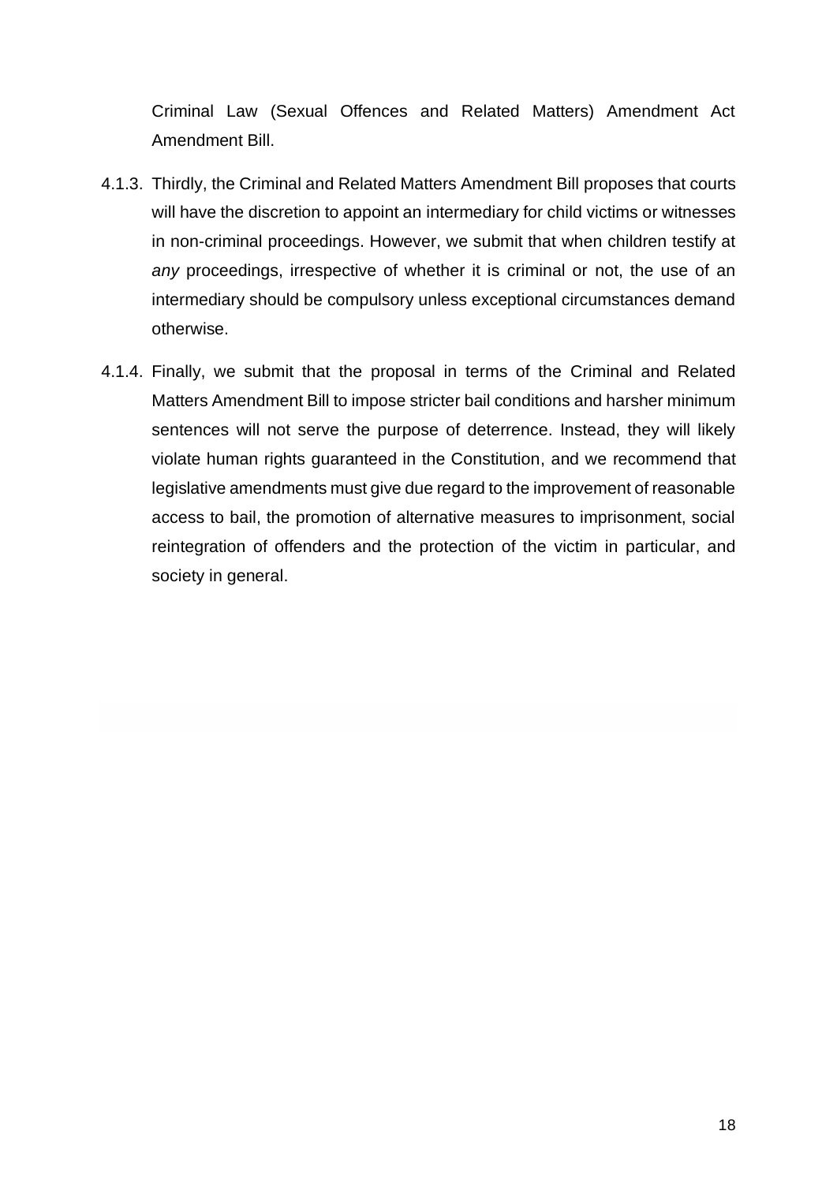Criminal Law (Sexual Offences and Related Matters) Amendment Act Amendment Bill.

4.1.3. Thirdly, the Criminal and Related Matters Amendment Bill proposes that courts will have the discretion to appoint an intermediary for child victims or witnesses in non-criminal proceedings. However, we submit that when children testify at *any* proceedings, irrespective of whether it is criminal or not, the use of an intermediary should be compulsory unless exceptional circumstances demand otherwise.

4.1.4. Finally, we submit that the proposal in terms of the Criminal and Related Matters Amendment Bill to impose stricter bail conditions and harsher minimum sentences will not serve the purpose of deterrence. Instead, they will likely violate human rights guaranteed in the Constitution, and we recommend that legislative amendments must give due regard to the improvement of reasonable access to bail, the promotion of alternative measures to imprisonment, social reintegration of offenders and the protection of the victim in particular, and society in general.